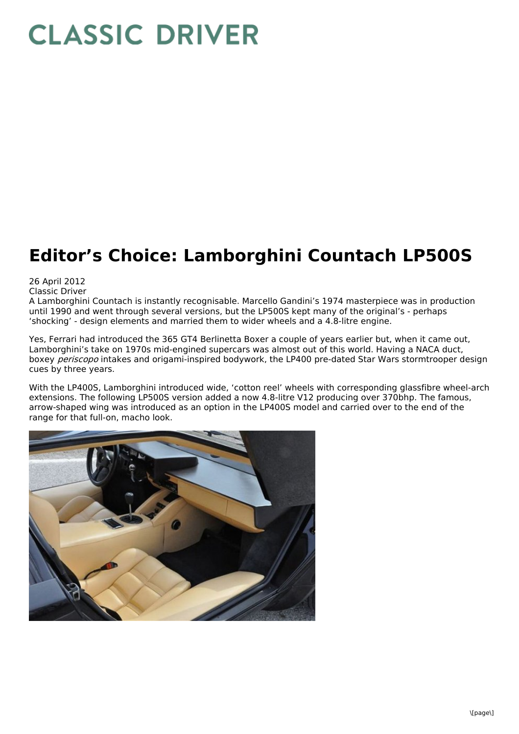# Editor's Choice: Lamborghini Countach LP500S

26 April 2012
Classic Driver

A Lamborghini Countach is instantly recognisable. Marcello Gandini's 1974 masterpiece was in production until 1990 and went through several versions, but the LP500S kept many of the original's - perhaps 'shocking' - design elements and married them to wider wheels and a 4.8-litre engine.

Yes, Ferrari had introduced the 365 GT4 Berlinetta Boxer a couple of years earlier but, when it came out, Lamborghini's take on 1970s mid-engined supercars was almost out of this world. Having a NACA duct, boxey *periscopo* intakes and origami-inspired bodywork, the LP400 pre-dated Star Wars stormtrooper design cues by three years.

With the LP400S, Lamborghini introduced wide, 'cotton reel' wheels with corresponding glassfibre wheel-arch extensions. The following LP500S version added a now 4.8-litre V12 producing over 370bhp. The famous, arrow-shaped wing was introduced as an option in the LP400S model and carried over to the end of the range for that full-on, macho look.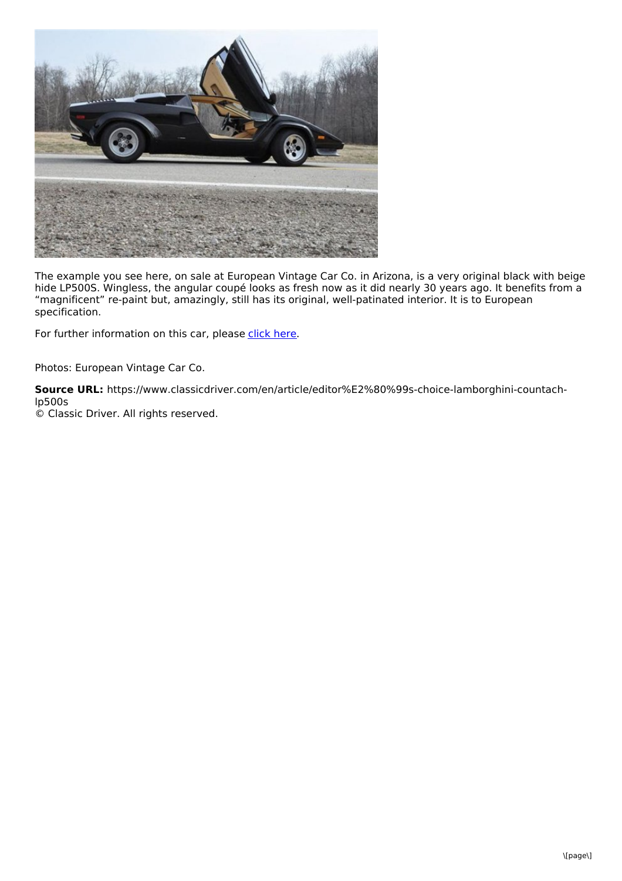The example you see here, on sale at European Vintage Car Co. in Arizona, is a very original black with beige hide LP500S. Wingless, the angular coupé looks as fresh now as it did nearly 30 years ago. It benefits from a “magnificent” re-paint but, amazingly, still has its original, well-patinated interior. It is to European specification.

For further information on this car, please click here.

Photos: European Vintage Car Co.

**Source URL:** https://www.classicdriver.com/en/article/editor%E2%80%99s-choice-lamborghini-countach-lp500s
© Classic Driver. All rights reserved.